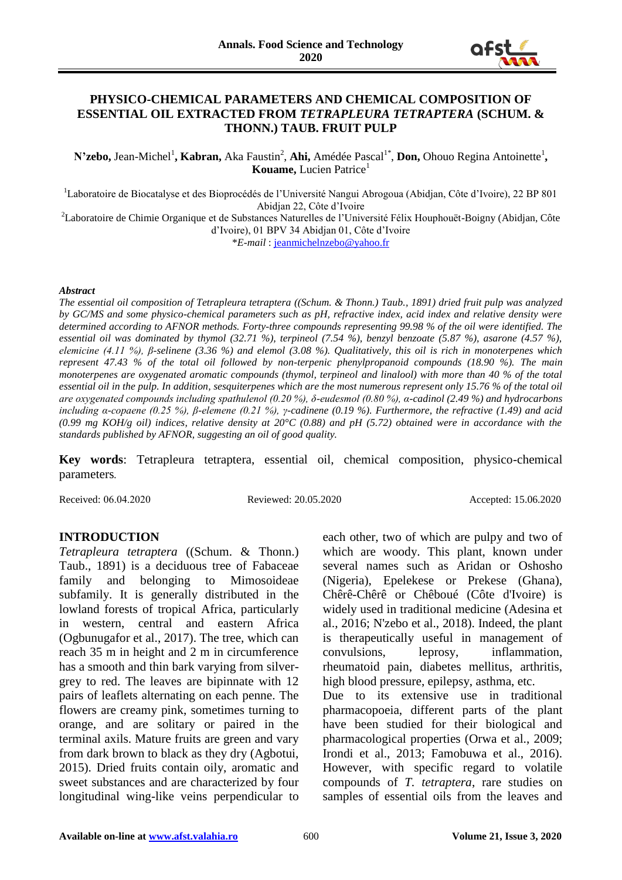# PHYSICO-CHEMICAL PARAMETERS AND CHEMICAL COMPOSITION OF ESSENTIAL OIL EXTRACTED FROM *TETRAPLEURA TETRAPTERA* (SCHUM. & THONN.) TAUB. FRUIT PULP

**N'zebo,** Jean-Michel[1]**, Kabran,** Aka Faustin[2], **Ahi,** Amédée Pascal[1*], **Don,** Ohouo Regina Antoinette[1]**, Kouame,** Lucien Patrice[1]

[1]Laboratoire de Biocatalyse et des Bioprocédés de l'Université Nangui Abrogoua (Abidjan, Côte d'Ivoire), 22 BP 801 Abidjan 22, Côte d'Ivoire

[2]Laboratoire de Chimie Organique et de Substances Naturelles de l'Université Félix Houphouët-Boigny (Abidjan, Côte d'Ivoire), 01 BPV 34 Abidjan 01, Côte d'Ivoire

**E-mail* : jeanmichelnzebo@yahoo.fr

***Abstract***

*The essential oil composition of Tetrapleura tetraptera ((Schum. & Thonn.) Taub., 1891) dried fruit pulp was analyzed by GC/MS and some physico-chemical parameters such as pH, refractive index, acid index and relative density were determined according to AFNOR methods. Forty-three compounds representing 99.98 % of the oil were identified. The essential oil was dominated by thymol (32.71 %), terpineol (7.54 %), benzyl benzoate (5.87 %), asarone (4.57 %), elemicine (4.11 %), β-selinene (3.36 %) and elemol (3.08 %). Qualitatively, this oil is rich in monoterpenes which represent 47.43 % of the total oil followed by non-terpenic phenylpropanoid compounds (18.90 %). The main monoterpenes are oxygenated aromatic compounds (thymol, terpineol and linalool) with more than 40 % of the total essential oil in the pulp. In addition, sesquiterpenes which are the most numerous represent only 15.76 % of the total oil are oxygenated compounds including spathulenol (0.20 %), δ-eudesmol (0.80 %), α-cadinol (2.49 %) and hydrocarbons including α-copaene (0.25 %), β-elemene (0.21 %), γ-cadinene (0.19 %). Furthermore, the refractive (1.49) and acid (0.99 mg KOH/g oil) indices, relative density at 20°C (0.88) and pH (5.72) obtained were in accordance with the standards published by AFNOR, suggesting an oil of good quality.*

**Key words**: Tetrapleura tetraptera, essential oil, chemical composition, physico-chemical parameters.

Received: 06.04.2020 Reviewed: 20.05.2020 Accepted: 15.06.2020

## INTRODUCTION

*Tetrapleura tetraptera* ((Schum. & Thonn.) Taub., 1891) is a deciduous tree of Fabaceae family and belonging to Mimosoideae subfamily. It is generally distributed in the lowland forests of tropical Africa, particularly in western, central and eastern Africa (Ogbunugafor et al., 2017). The tree, which can reach 35 m in height and 2 m in circumference has a smooth and thin bark varying from silver-grey to red. The leaves are bipinnate with 12 pairs of leaflets alternating on each penne. The flowers are creamy pink, sometimes turning to orange, and are solitary or paired in the terminal axils. Mature fruits are green and vary from dark brown to black as they dry (Agbotui, 2015). Dried fruits contain oily, aromatic and sweet substances and are characterized by four longitudinal wing-like veins perpendicular to each other, two of which are pulpy and two of which are woody. This plant, known under several names such as Aridan or Oshosho (Nigeria), Epelekese or Prekese (Ghana), Chêrê-Chêrê or Chêboué (Côte d'Ivoire) is widely used in traditional medicine (Adesina et al., 2016; N'zebo et al., 2018). Indeed, the plant is therapeutically useful in management of convulsions, leprosy, inflammation, rheumatoid pain, diabetes mellitus, arthritis, high blood pressure, epilepsy, asthma, etc.

Due to its extensive use in traditional pharmacopoeia, different parts of the plant have been studied for their biological and pharmacological properties (Orwa et al., 2009; Irondi et al., 2013; Famobuwa et al., 2016). However, with specific regard to volatile compounds of *T. tetraptera*, rare studies on samples of essential oils from the leaves and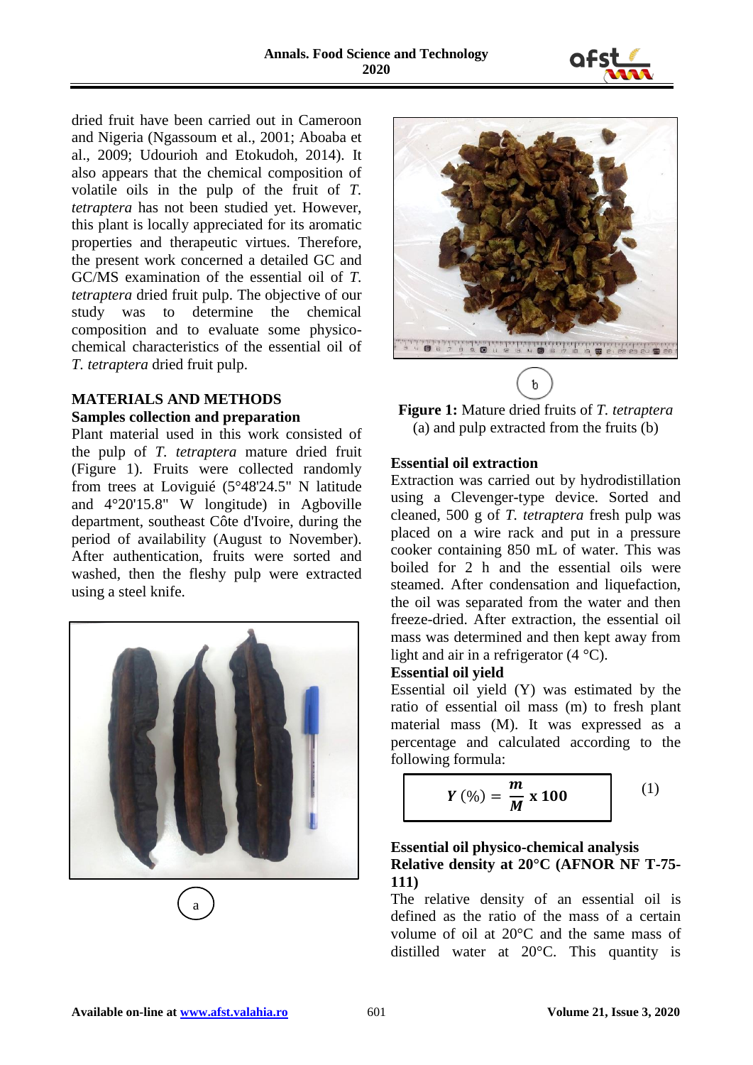dried fruit have been carried out in Cameroon and Nigeria (Ngassoum et al., 2001; Aboaba et al., 2009; Udourioh and Etokudoh, 2014). It also appears that the chemical composition of volatile oils in the pulp of the fruit of *T. tetraptera* has not been studied yet. However, this plant is locally appreciated for its aromatic properties and therapeutic virtues. Therefore, the present work concerned a detailed GC and GC/MS examination of the essential oil of *T. tetraptera* dried fruit pulp. The objective of our study was to determine the chemical composition and to evaluate some physico-chemical characteristics of the essential oil of *T. tetraptera* dried fruit pulp.

## MATERIALS AND METHODS

### Samples collection and preparation

Plant material used in this work consisted of the pulp of *T. tetraptera* mature dried fruit (Figure 1). Fruits were collected randomly from trees at Loviguié (5°48'24.5" N latitude and 4°20'15.8" W longitude) in Agboville department, southeast Côte d'Ivoire, during the period of availability (August to November). After authentication, fruits were sorted and washed, then the fleshy pulp were extracted using a steel knife.

a

b

**Figure 1:** Mature dried fruits of *T. tetraptera* (a) and pulp extracted from the fruits (b)

### Essential oil extraction

Extraction was carried out by hydrodistillation using a Clevenger-type device. Sorted and cleaned, 500 g of *T. tetraptera* fresh pulp was placed on a wire rack and put in a pressure cooker containing 850 mL of water. This was boiled for 2 h and the essential oils were steamed. After condensation and liquefaction, the oil was separated from the water and then freeze-dried. After extraction, the essential oil mass was determined and then kept away from light and air in a refrigerator (4 °C).

### Essential oil yield

Essential oil yield (Y) was estimated by the ratio of essential oil mass (m) to fresh plant material mass (M). It was expressed as a percentage and calculated according to the following formula:

$$\boldsymbol{Y}\ (\%) = \frac{\boldsymbol{m}}{\boldsymbol{M}}\ \mathbf{x\ 100} \qquad (1)$$

### Essential oil physico-chemical analysis

### Relative density at 20°C (AFNOR NF T-75-111)

The relative density of an essential oil is defined as the ratio of the mass of a certain volume of oil at 20°C and the same mass of distilled water at 20°C. This quantity is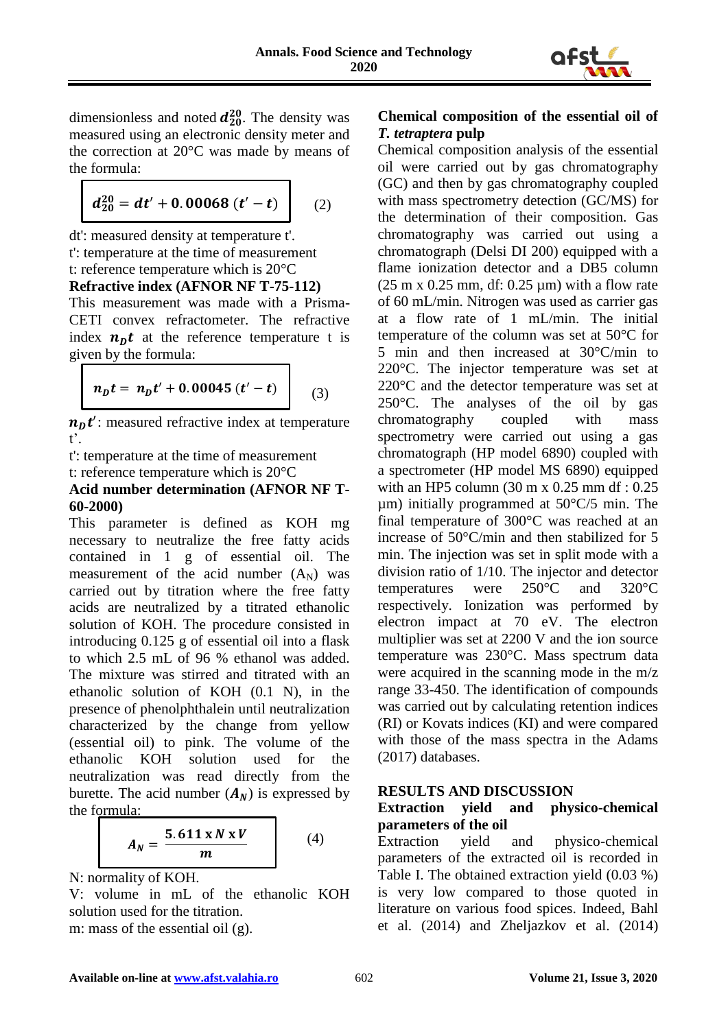dimensionless and noted $d_{20}^{20}$. The density was measured using an electronic density meter and the correction at 20°C was made by means of the formula:

$$d_{20}^{20} = dt' + 0.00068\,(t' - t) \qquad (2)$$

dt': measured density at temperature t'.
t': temperature at the time of measurement
t: reference temperature which is 20°C

**Refractive index (AFNOR NF T-75-112)**

This measurement was made with a Prisma-CETI convex refractometer. The refractive index $n_D t$ at the reference temperature t is given by the formula:

$$n_D t = n_D t' + 0.00045\,(t' - t) \qquad (3)$$

$n_D t'$: measured refractive index at temperature t'.
t': temperature at the time of measurement
t: reference temperature which is 20°C

**Acid number determination (AFNOR NF T-60-2000)**

This parameter is defined as KOH mg necessary to neutralize the free fatty acids contained in 1 g of essential oil. The measurement of the acid number ($A_N$) was carried out by titration where the free fatty acids are neutralized by a titrated ethanolic solution of KOH. The procedure consisted in introducing 0.125 g of essential oil into a flask to which 2.5 mL of 96 % ethanol was added. The mixture was stirred and titrated with an ethanolic solution of KOH (0.1 N), in the presence of phenolphthalein until neutralization characterized by the change from yellow (essential oil) to pink. The volume of the ethanolic KOH solution used for the neutralization was read directly from the burette. The acid number ($A_N$) is expressed by the formula:

$$A_N = \frac{5.611 \times N \times V}{m} \qquad (4)$$

N: normality of KOH.
V: volume in mL of the ethanolic KOH solution used for the titration.
m: mass of the essential oil (g).

**Chemical composition of the essential oil of *T. tetraptera* pulp**

Chemical composition analysis of the essential oil were carried out by gas chromatography (GC) and then by gas chromatography coupled with mass spectrometry detection (GC/MS) for the determination of their composition. Gas chromatography was carried out using a chromatograph (Delsi DI 200) equipped with a flame ionization detector and a DB5 column (25 m x 0.25 mm, df: 0.25 µm) with a flow rate of 60 mL/min. Nitrogen was used as carrier gas at a flow rate of 1 mL/min. The initial temperature of the column was set at 50°C for 5 min and then increased at 30°C/min to 220°C. The injector temperature was set at 220°C and the detector temperature was set at 250°C. The analyses of the oil by gas chromatography coupled with mass spectrometry were carried out using a gas chromatograph (HP model 6890) coupled with a spectrometer (HP model MS 6890) equipped with an HP5 column (30 m x 0.25 mm df : 0.25 µm) initially programmed at 50°C/5 min. The final temperature of 300°C was reached at an increase of 50°C/min and then stabilized for 5 min. The injection was set in split mode with a division ratio of 1/10. The injector and detector temperatures were 250°C and 320°C respectively. Ionization was performed by electron impact at 70 eV. The electron multiplier was set at 2200 V and the ion source temperature was 230°C. Mass spectrum data were acquired in the scanning mode in the m/z range 33-450. The identification of compounds was carried out by calculating retention indices (RI) or Kovats indices (KI) and were compared with those of the mass spectra in the Adams (2017) databases.

## RESULTS AND DISCUSSION

**Extraction yield and physico-chemical parameters of the oil**

Extraction yield and physico-chemical parameters of the extracted oil is recorded in Table I. The obtained extraction yield (0.03 %) is very low compared to those quoted in literature on various food spices. Indeed, Bahl et al. (2014) and Zheljazkov et al. (2014)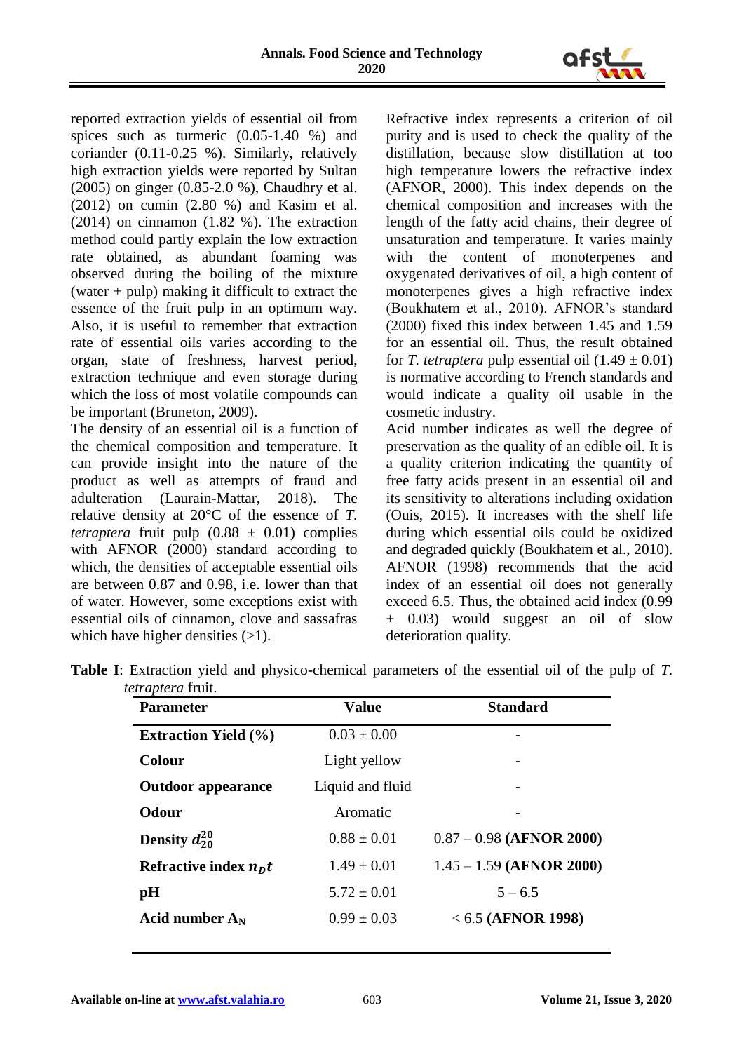reported extraction yields of essential oil from spices such as turmeric (0.05-1.40 %) and coriander (0.11-0.25 %). Similarly, relatively high extraction yields were reported by Sultan (2005) on ginger (0.85-2.0 %), Chaudhry et al. (2012) on cumin (2.80 %) and Kasim et al. (2014) on cinnamon (1.82 %). The extraction method could partly explain the low extraction rate obtained, as abundant foaming was observed during the boiling of the mixture (water + pulp) making it difficult to extract the essence of the fruit pulp in an optimum way. Also, it is useful to remember that extraction rate of essential oils varies according to the organ, state of freshness, harvest period, extraction technique and even storage during which the loss of most volatile compounds can be important (Bruneton, 2009).

The density of an essential oil is a function of the chemical composition and temperature. It can provide insight into the nature of the product as well as attempts of fraud and adulteration (Laurain-Mattar, 2018). The relative density at 20°C of the essence of *T. tetraptera* fruit pulp (0.88 ± 0.01) complies with AFNOR (2000) standard according to which, the densities of acceptable essential oils are between 0.87 and 0.98, i.e. lower than that of water. However, some exceptions exist with essential oils of cinnamon, clove and sassafras which have higher densities (>1).

Refractive index represents a criterion of oil purity and is used to check the quality of the distillation, because slow distillation at too high temperature lowers the refractive index (AFNOR, 2000). This index depends on the chemical composition and increases with the length of the fatty acid chains, their degree of unsaturation and temperature. It varies mainly with the content of monoterpenes and oxygenated derivatives of oil, a high content of monoterpenes gives a high refractive index (Boukhatem et al., 2010). AFNOR's standard (2000) fixed this index between 1.45 and 1.59 for an essential oil. Thus, the result obtained for *T. tetraptera* pulp essential oil (1.49 ± 0.01) is normative according to French standards and would indicate a quality oil usable in the cosmetic industry.

Acid number indicates as well the degree of preservation as the quality of an edible oil. It is a quality criterion indicating the quantity of free fatty acids present in an essential oil and its sensitivity to alterations including oxidation (Ouis, 2015). It increases with the shelf life during which essential oils could be oxidized and degraded quickly (Boukhatem et al., 2010). AFNOR (1998) recommends that the acid index of an essential oil does not generally exceed 6.5. Thus, the obtained acid index (0.99 ± 0.03) would suggest an oil of slow deterioration quality.

**Table I**: Extraction yield and physico-chemical parameters of the essential oil of the pulp of *T. tetraptera* fruit.

| Parameter | Value | Standard |
|---|---|---|
| **Extraction Yield (%)** | 0.03 ± 0.00 | - |
| **Colour** | Light yellow | - |
| **Outdoor appearance** | Liquid and fluid | - |
| **Odour** | Aromatic | - |
| **Density $d_{20}^{20}$** | 0.88 ± 0.01 | 0.87 – 0.98 **(AFNOR 2000)** |
| **Refractive index $n_D t$** | 1.49 ± 0.01 | 1.45 – 1.59 **(AFNOR 2000)** |
| **pH** | 5.72 ± 0.01 | 5 – 6.5 |
| **Acid number $A_N$** | 0.99 ± 0.03 | < 6.5 **(AFNOR 1998)** |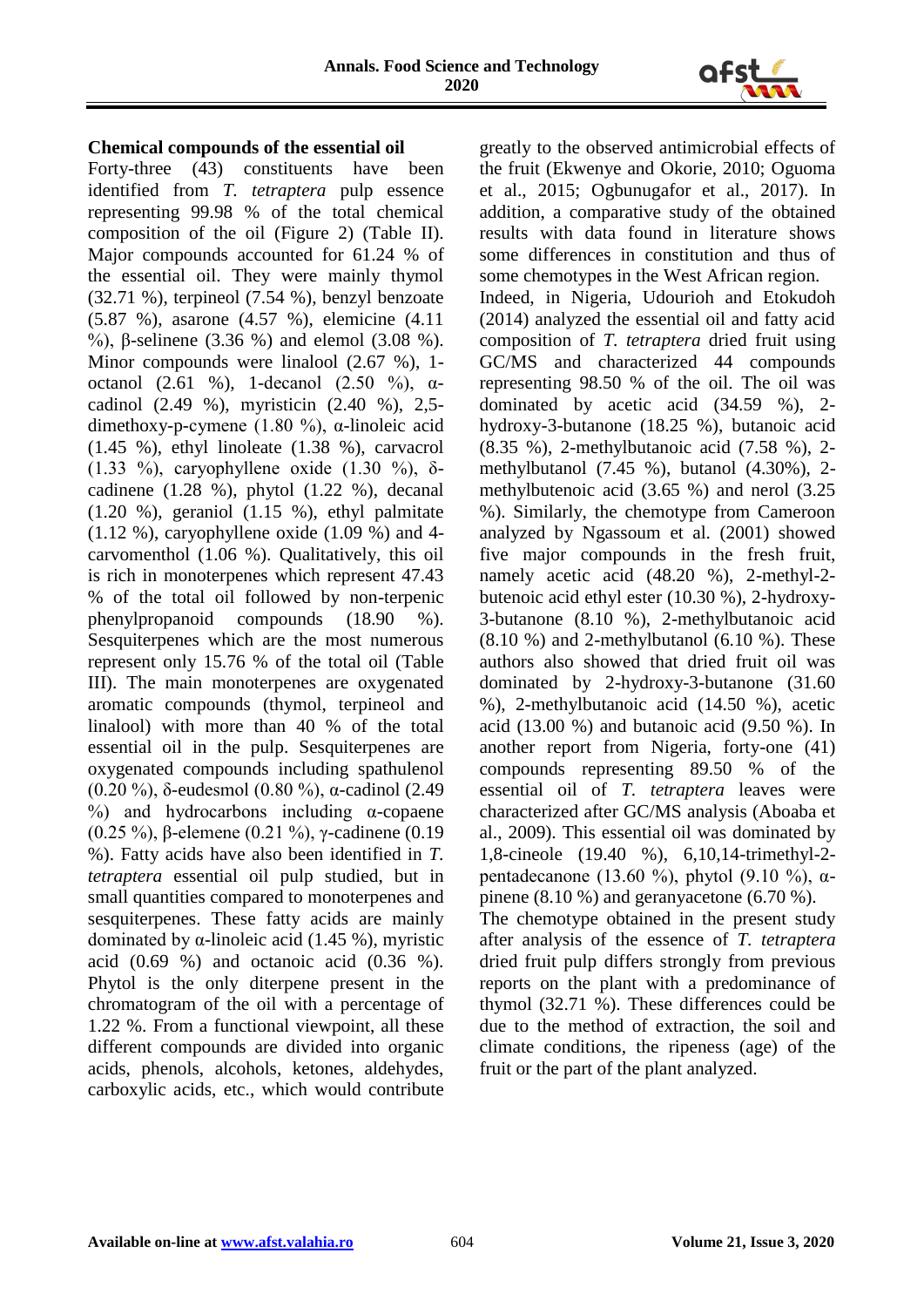**Chemical compounds of the essential oil**

Forty-three (43) constituents have been identified from *T. tetraptera* pulp essence representing 99.98 % of the total chemical composition of the oil (Figure 2) (Table II). Major compounds accounted for 61.24 % of the essential oil. They were mainly thymol (32.71 %), terpineol (7.54 %), benzyl benzoate (5.87 %), asarone (4.57 %), elemicine (4.11 %), β-selinene (3.36 %) and elemol (3.08 %). Minor compounds were linalool (2.67 %), 1-octanol (2.61 %), 1-decanol (2.50 %), α-cadinol (2.49 %), myristicin (2.40 %), 2,5-dimethoxy-p-cymene (1.80 %), α-linoleic acid (1.45 %), ethyl linoleate (1.38 %), carvacrol (1.33 %), caryophyllene oxide (1.30 %), δ-cadinene (1.28 %), phytol (1.22 %), decanal (1.20 %), geraniol (1.15 %), ethyl palmitate (1.12 %), caryophyllene oxide (1.09 %) and 4-carvomenthol (1.06 %). Qualitatively, this oil is rich in monoterpenes which represent 47.43 % of the total oil followed by non-terpenic phenylpropanoid compounds (18.90 %). Sesquiterpenes which are the most numerous represent only 15.76 % of the total oil (Table III). The main monoterpenes are oxygenated aromatic compounds (thymol, terpineol and linalool) with more than 40 % of the total essential oil in the pulp. Sesquiterpenes are oxygenated compounds including spathulenol (0.20 %), δ-eudesmol (0.80 %), α-cadinol (2.49 %) and hydrocarbons including α-copaene (0.25 %), β-elemene (0.21 %), γ-cadinene (0.19 %). Fatty acids have also been identified in *T. tetraptera* essential oil pulp studied, but in small quantities compared to monoterpenes and sesquiterpenes. These fatty acids are mainly dominated by α-linoleic acid (1.45 %), myristic acid (0.69 %) and octanoic acid (0.36 %). Phytol is the only diterpene present in the chromatogram of the oil with a percentage of 1.22 %. From a functional viewpoint, all these different compounds are divided into organic acids, phenols, alcohols, ketones, aldehydes, carboxylic acids, etc., which would contribute greatly to the observed antimicrobial effects of the fruit (Ekwenye and Okorie, 2010; Oguoma et al., 2015; Ogbunugafor et al., 2017). In addition, a comparative study of the obtained results with data found in literature shows some differences in constitution and thus of some chemotypes in the West African region.

Indeed, in Nigeria, Udourioh and Etokudoh (2014) analyzed the essential oil and fatty acid composition of *T. tetraptera* dried fruit using GC/MS and characterized 44 compounds representing 98.50 % of the oil. The oil was dominated by acetic acid (34.59 %), 2-hydroxy-3-butanone (18.25 %), butanoic acid (8.35 %), 2-methylbutanoic acid (7.58 %), 2-methylbutanol (7.45 %), butanol (4.30%), 2-methylbutenoic acid (3.65 %) and nerol (3.25 %). Similarly, the chemotype from Cameroon analyzed by Ngassoum et al. (2001) showed five major compounds in the fresh fruit, namely acetic acid (48.20 %), 2-methyl-2-butenoic acid ethyl ester (10.30 %), 2-hydroxy-3-butanone (8.10 %), 2-methylbutanoic acid (8.10 %) and 2-methylbutanol (6.10 %). These authors also showed that dried fruit oil was dominated by 2-hydroxy-3-butanone (31.60 %), 2-methylbutanoic acid (14.50 %), acetic acid (13.00 %) and butanoic acid (9.50 %). In another report from Nigeria, forty-one (41) compounds representing 89.50 % of the essential oil of *T. tetraptera* leaves were characterized after GC/MS analysis (Aboaba et al., 2009). This essential oil was dominated by 1,8-cineole (19.40 %), 6,10,14-trimethyl-2-pentadecanone (13.60 %), phytol (9.10 %), α-pinene (8.10 %) and geranyacetone (6.70 %).

The chemotype obtained in the present study after analysis of the essence of *T. tetraptera* dried fruit pulp differs strongly from previous reports on the plant with a predominance of thymol (32.71 %). These differences could be due to the method of extraction, the soil and climate conditions, the ripeness (age) of the fruit or the part of the plant analyzed.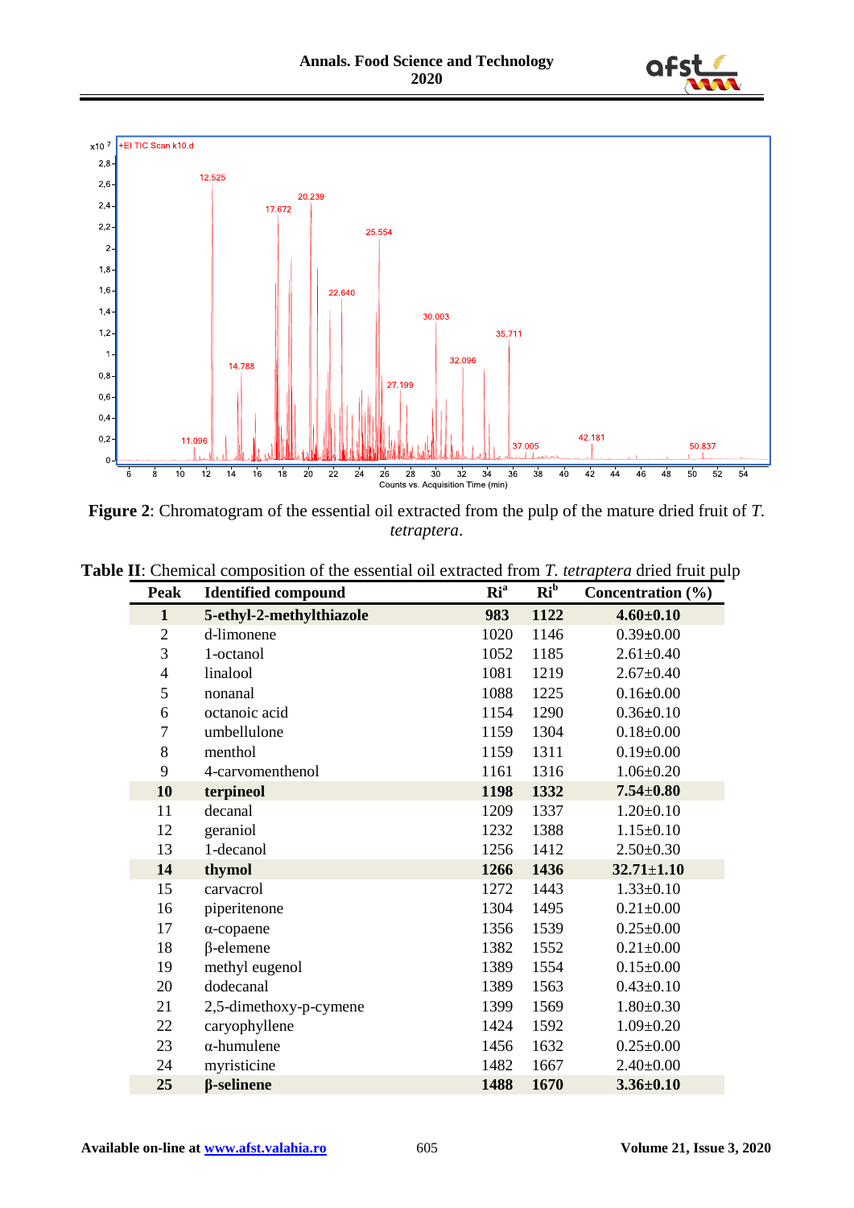**Figure 2**: Chromatogram of the essential oil extracted from the pulp of the mature dried fruit of *T. tetraptera*.

**Table II**: Chemical composition of the essential oil extracted from *T. tetraptera* dried fruit pulp

| Peak | Identified compound | Ri[a] | Ri[b] | Concentration (%) |
|---|---|---|---|---|
| **1** | **5-ethyl-2-methylthiazole** | **983** | **1122** | **4.60±0.10** |
| 2 | d-limonene | 1020 | 1146 | 0.39±0.00 |
| 3 | 1-octanol | 1052 | 1185 | 2.61±0.40 |
| 4 | linalool | 1081 | 1219 | 2.67±0.40 |
| 5 | nonanal | 1088 | 1225 | 0.16±0.00 |
| 6 | octanoic acid | 1154 | 1290 | 0.36±0.10 |
| 7 | umbellulone | 1159 | 1304 | 0.18±0.00 |
| 8 | menthol | 1159 | 1311 | 0.19±0.00 |
| 9 | 4-carvomenthenol | 1161 | 1316 | 1.06±0.20 |
| **10** | **terpineol** | **1198** | **1332** | **7.54±0.80** |
| 11 | decanal | 1209 | 1337 | 1.20±0.10 |
| 12 | geraniol | 1232 | 1388 | 1.15±0.10 |
| 13 | 1-decanol | 1256 | 1412 | 2.50±0.30 |
| **14** | **thymol** | **1266** | **1436** | **32.71±1.10** |
| 15 | carvacrol | 1272 | 1443 | 1.33±0.10 |
| 16 | piperitenone | 1304 | 1495 | 0.21±0.00 |
| 17 | α-copaene | 1356 | 1539 | 0.25±0.00 |
| 18 | β-elemene | 1382 | 1552 | 0.21±0.00 |
| 19 | methyl eugenol | 1389 | 1554 | 0.15±0.00 |
| 20 | dodecanal | 1389 | 1563 | 0.43±0.10 |
| 21 | 2,5-dimethoxy-p-cymene | 1399 | 1569 | 1.80±0.30 |
| 22 | caryophyllene | 1424 | 1592 | 1.09±0.20 |
| 23 | α-humulene | 1456 | 1632 | 0.25±0.00 |
| 24 | myristicine | 1482 | 1667 | 2.40±0.00 |
| **25** | **β-selinene** | **1488** | **1670** | **3.36±0.10** |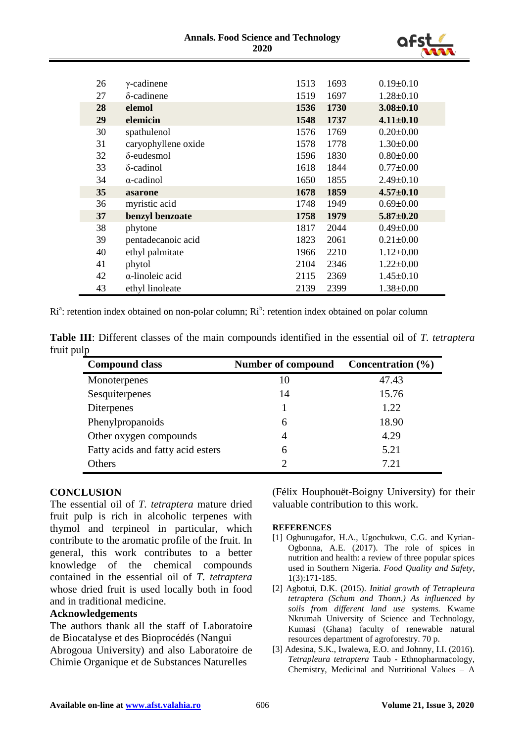| | | | | |
|---|---|---|---|---|
| 26 | γ-cadinene | 1513 | 1693 | 0.19±0.10 |
| 27 | δ-cadinene | 1519 | 1697 | 1.28±0.10 |
| **28** | **elemol** | **1536** | **1730** | **3.08±0.10** |
| **29** | **elemicin** | **1548** | **1737** | **4.11±0.10** |
| 30 | spathulenol | 1576 | 1769 | 0.20±0.00 |
| 31 | caryophyllene oxide | 1578 | 1778 | 1.30±0.00 |
| 32 | δ-eudesmol | 1596 | 1830 | 0.80±0.00 |
| 33 | δ-cadinol | 1618 | 1844 | 0.77±0.00 |
| 34 | α-cadinol | 1650 | 1855 | 2.49±0.10 |
| **35** | **asarone** | **1678** | **1859** | **4.57±0.10** |
| 36 | myristic acid | 1748 | 1949 | 0.69±0.00 |
| **37** | **benzyl benzoate** | **1758** | **1979** | **5.87±0.20** |
| 38 | phytone | 1817 | 2044 | 0.49±0.00 |
| 39 | pentadecanoic acid | 1823 | 2061 | 0.21±0.00 |
| 40 | ethyl palmitate | 1966 | 2210 | 1.12±0.00 |
| 41 | phytol | 2104 | 2346 | 1.22±0.00 |
| 42 | α-linoleic acid | 2115 | 2369 | 1.45±0.10 |
| 43 | ethyl linoleate | 2139 | 2399 | 1.38±0.00 |

Ri[a]: retention index obtained on non-polar column; Ri[b]: retention index obtained on polar column

**Table III**: Different classes of the main compounds identified in the essential oil of *T. tetraptera* fruit pulp

| Compound class | Number of compound | Concentration (%) |
|---|---|---|
| Monoterpenes | 10 | 47.43 |
| Sesquiterpenes | 14 | 15.76 |
| Diterpenes | 1 | 1.22 |
| Phenylpropanoids | 6 | 18.90 |
| Other oxygen compounds | 4 | 4.29 |
| Fatty acids and fatty acid esters | 6 | 5.21 |
| Others | 2 | 7.21 |

## CONCLUSION

The essential oil of *T. tetraptera* mature dried fruit pulp is rich in alcoholic terpenes with thymol and terpineol in particular, which contribute to the aromatic profile of the fruit. In general, this work contributes to a better knowledge of the chemical compounds contained in the essential oil of *T. tetraptera* whose dried fruit is used locally both in food and in traditional medicine.

## Acknowledgements

The authors thank all the staff of Laboratoire de Biocatalyse et des Bioprocédés (Nangui Abrogoua University) and also Laboratoire de Chimie Organique et de Substances Naturelles (Félix Houphouët-Boigny University) for their valuable contribution to this work.

## REFERENCES

[1] Ogbunugafor, H.A., Ugochukwu, C.G. and Kyrian-Ogbonna, A.E. (2017). The role of spices in nutrition and health: a review of three popular spices used in Southern Nigeria. *Food Quality and Safety*, 1(3):171-185.

[2] Agbotui, D.K. (2015). *Initial growth of Tetrapleura tetraptera (Schum and Thonn.) As influenced by soils from different land use systems.* Kwame Nkrumah University of Science and Technology, Kumasi (Ghana) faculty of renewable natural resources department of agroforestry. 70 p.

[3] Adesina, S.K., Iwalewa, E.O. and Johnny, I.I. (2016). *Tetrapleura tetraptera* Taub - Ethnopharmacology, Chemistry, Medicinal and Nutritional Values – A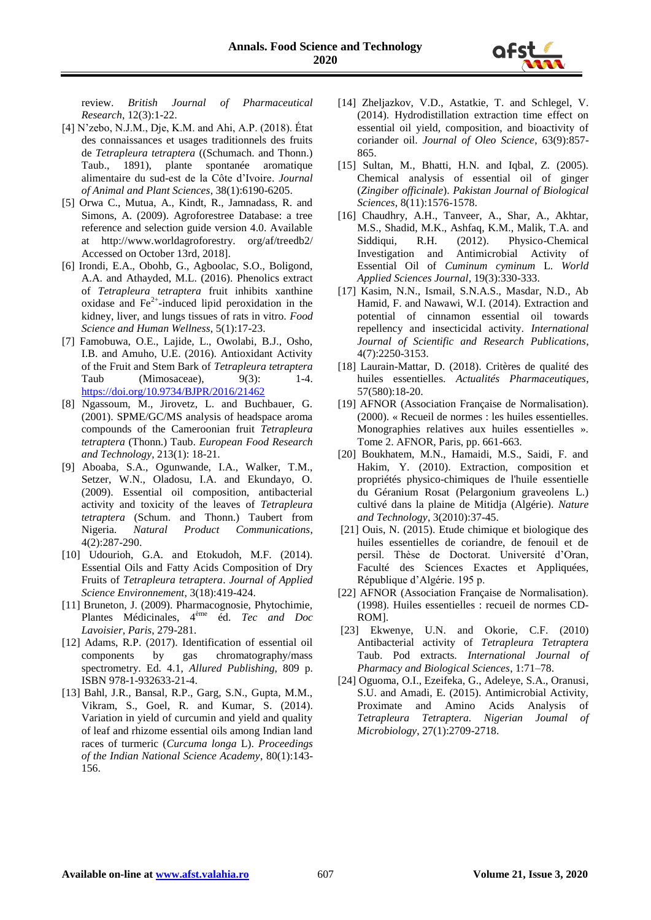review. *British Journal of Pharmaceutical Research*, 12(3):1-22.

[4] N'zebo, N.J.M., Dje, K.M. and Ahi, A.P. (2018). État des connaissances et usages traditionnels des fruits de *Tetrapleura tetraptera* ((Schumach. and Thonn.) Taub., 1891), plante spontanée aromatique alimentaire du sud-est de la Côte d'Ivoire. *Journal of Animal and Plant Sciences*, 38(1):6190-6205.

[5] Orwa C., Mutua, A., Kindt, R., Jamnadass, R. and Simons, A. (2009). Agroforestree Database: a tree reference and selection guide version 4.0. Available at http://www.worldagroforestry. org/af/treedb2/ Accessed on October 13rd, 2018].

[6] Irondi, E.A., Obohb, G., Agboolac, S.O., Boligond, A.A. and Athayded, M.L. (2016). Phenolics extract of *Tetrapleura tetraptera* fruit inhibits xanthine oxidase and $Fe^{2+}$-induced lipid peroxidation in the kidney, liver, and lungs tissues of rats in vitro. *Food Science and Human Wellness*, 5(1):17-23.

[7] Famobuwa, O.E., Lajide, L., Owolabi, B.J., Osho, I.B. and Amuho, U.E. (2016). Antioxidant Activity of the Fruit and Stem Bark of *Tetrapleura tetraptera* Taub (Mimosaceae), 9(3): 1-4. https://doi.org/10.9734/BJPR/2016/21462

[8] Ngassoum, M., Jirovetz, L. and Buchbauer, G. (2001). SPME/GC/MS analysis of headspace aroma compounds of the Cameroonian fruit *Tetrapleura tetraptera* (Thonn.) Taub. *European Food Research and Technology*, 213(1): 18-21.

[9] Aboaba, S.A., Ogunwande, I.A., Walker, T.M., Setzer, W.N., Oladosu, I.A. and Ekundayo, O. (2009). Essential oil composition, antibacterial activity and toxicity of the leaves of *Tetrapleura tetraptera* (Schum. and Thonn.) Taubert from Nigeria. *Natural Product Communications*, 4(2):287-290.

[10] Udourioh, G.A. and Etokudoh, M.F. (2014). Essential Oils and Fatty Acids Composition of Dry Fruits of *Tetrapleura tetraptera*. *Journal of Applied Science Environnement*, 3(18):419-424.

[11] Bruneton, J. (2009). Pharmacognosie, Phytochimie, Plantes Médicinales, 4ème éd. *Tec and Doc Lavoisier, Paris*, 279-281.

[12] Adams, R.P. (2017). Identification of essential oil components by gas chromatography/mass spectrometry. Ed. 4.1, *Allured Publishing*, 809 p. ISBN 978-1-932633-21-4.

[13] Bahl, J.R., Bansal, R.P., Garg, S.N., Gupta, M.M., Vikram, S., Goel, R. and Kumar, S. (2014). Variation in yield of curcumin and yield and quality of leaf and rhizome essential oils among Indian land races of turmeric (*Curcuma longa* L). *Proceedings of the Indian National Science Academy*, 80(1):143-156.

[14] Zheljazkov, V.D., Astatkie, T. and Schlegel, V. (2014). Hydrodistillation extraction time effect on essential oil yield, composition, and bioactivity of coriander oil. *Journal of Oleo Science*, 63(9):857-865.

[15] Sultan, M., Bhatti, H.N. and Iqbal, Z. (2005). Chemical analysis of essential oil of ginger (*Zingiber officinale*). *Pakistan Journal of Biological Sciences*, 8(11):1576-1578.

[16] Chaudhry, A.H., Tanveer, A., Shar, A., Akhtar, M.S., Shadid, M.K., Ashfaq, K.M., Malik, T.A. and Siddiqui, R.H. (2012). Physico-Chemical Investigation and Antimicrobial Activity of Essential Oil of *Cuminum cyminum* L. *World Applied Sciences Journal*, 19(3):330-333.

[17] Kasim, N.N., Ismail, S.N.A.S., Masdar, N.D., Ab Hamid, F. and Nawawi, W.I. (2014). Extraction and potential of cinnamon essential oil towards repellency and insecticidal activity. *International Journal of Scientific and Research Publications*, 4(7):2250-3153.

[18] Laurain-Mattar, D. (2018). Critères de qualité des huiles essentielles. *Actualités Pharmaceutiques*, 57(580):18-20.

[19] AFNOR (Association Française de Normalisation). (2000). « Recueil de normes : les huiles essentielles. Monographies relatives aux huiles essentielles ». Tome 2. AFNOR, Paris, pp. 661-663.

[20] Boukhatem, M.N., Hamaidi, M.S., Saidi, F. and Hakim, Y. (2010). Extraction, composition et propriétés physico-chimiques de l'huile essentielle du Géranium Rosat (Pelargonium graveolens L.) cultivé dans la plaine de Mitidja (Algérie). *Nature and Technology*, 3(2010):37-45.

[21] Ouis, N. (2015). Etude chimique et biologique des huiles essentielles de coriandre, de fenouil et de persil. Thèse de Doctorat. Université d'Oran, Faculté des Sciences Exactes et Appliquées, République d'Algérie. 195 p.

[22] AFNOR (Association Française de Normalisation). (1998). Huiles essentielles : recueil de normes CD-ROM].

[23] Ekwenye, U.N. and Okorie, C.F. (2010) Antibacterial activity of *Tetrapleura Tetraptera* Taub. Pod extracts. *International Journal of Pharmacy and Biological Sciences*, 1:71–78.

[24] Oguoma, O.I., Ezeifeka, G., Adeleye, S.A., Oranusi, S.U. and Amadi, E. (2015). Antimicrobial Activity, Proximate and Amino Acids Analysis of *Tetrapleura Tetraptera. Nigerian Joumal of Microbiology*, 27(1):2709-2718.